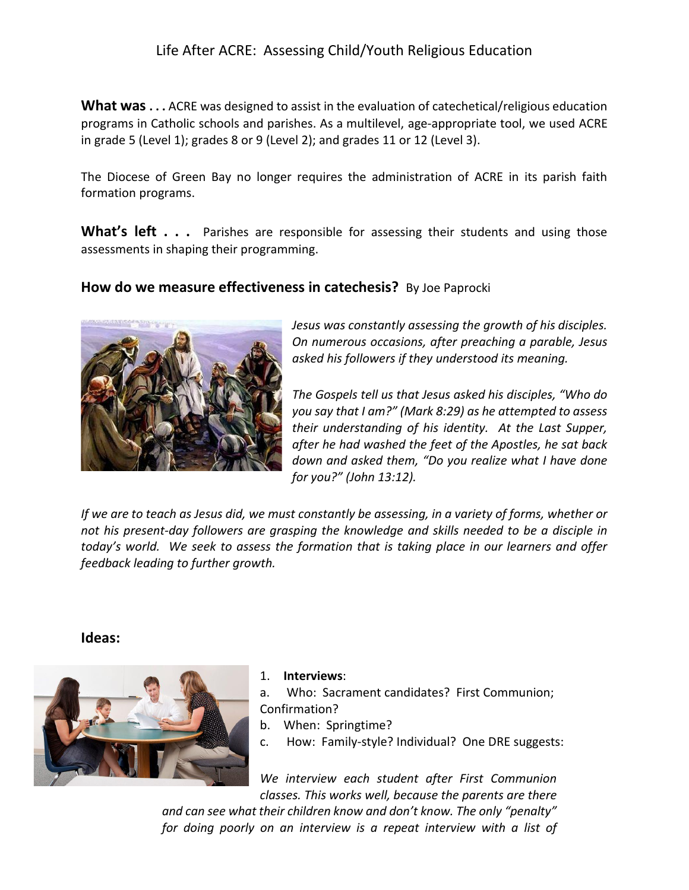# Life After ACRE: Assessing Child/Youth Religious Education

**What was . . .** ACRE was designed to assist in the evaluation of catechetical/religious education programs in Catholic schools and parishes. As a multilevel, age-appropriate tool, we used ACRE in grade 5 (Level 1); grades 8 or 9 (Level 2); and grades 11 or 12 (Level 3).

The Diocese of Green Bay no longer requires the administration of ACRE in its parish faith formation programs.

**What's left . . .** Parishes are responsible for assessing their students and using those assessments in shaping their programming.

## How do we measure effectiveness in catechesis? By Joe Paprocki

*Jesus was constantly assessing the growth of his disciples. On numerous occasions, after preaching a parable, Jesus asked his followers if they understood its meaning.*

*The Gospels tell us that Jesus asked his disciples, "Who do you say that I am?" (Mark 8:29) as he attempted to assess their understanding of his identity. At the Last Supper, after he had washed the feet of the Apostles, he sat back down and asked them, "Do you realize what I have done for you?" (John 13:12).*

*If we are to teach as Jesus did, we must constantly be assessing, in a variety of forms, whether or not his present-day followers are grasping the knowledge and skills needed to be a disciple in today's world. We seek to assess the formation that is taking place in our learners and offer feedback leading to further growth.*

## Ideas:

1. **Interviews**:
   a. Who: Sacrament candidates? First Communion; Confirmation?
   b. When: Springtime?
   c. How: Family-style? Individual? One DRE suggests:

*We interview each student after First Communion classes. This works well, because the parents are there and can see what their children know and don't know. The only "penalty" for doing poorly on an interview is a repeat interview with a list of*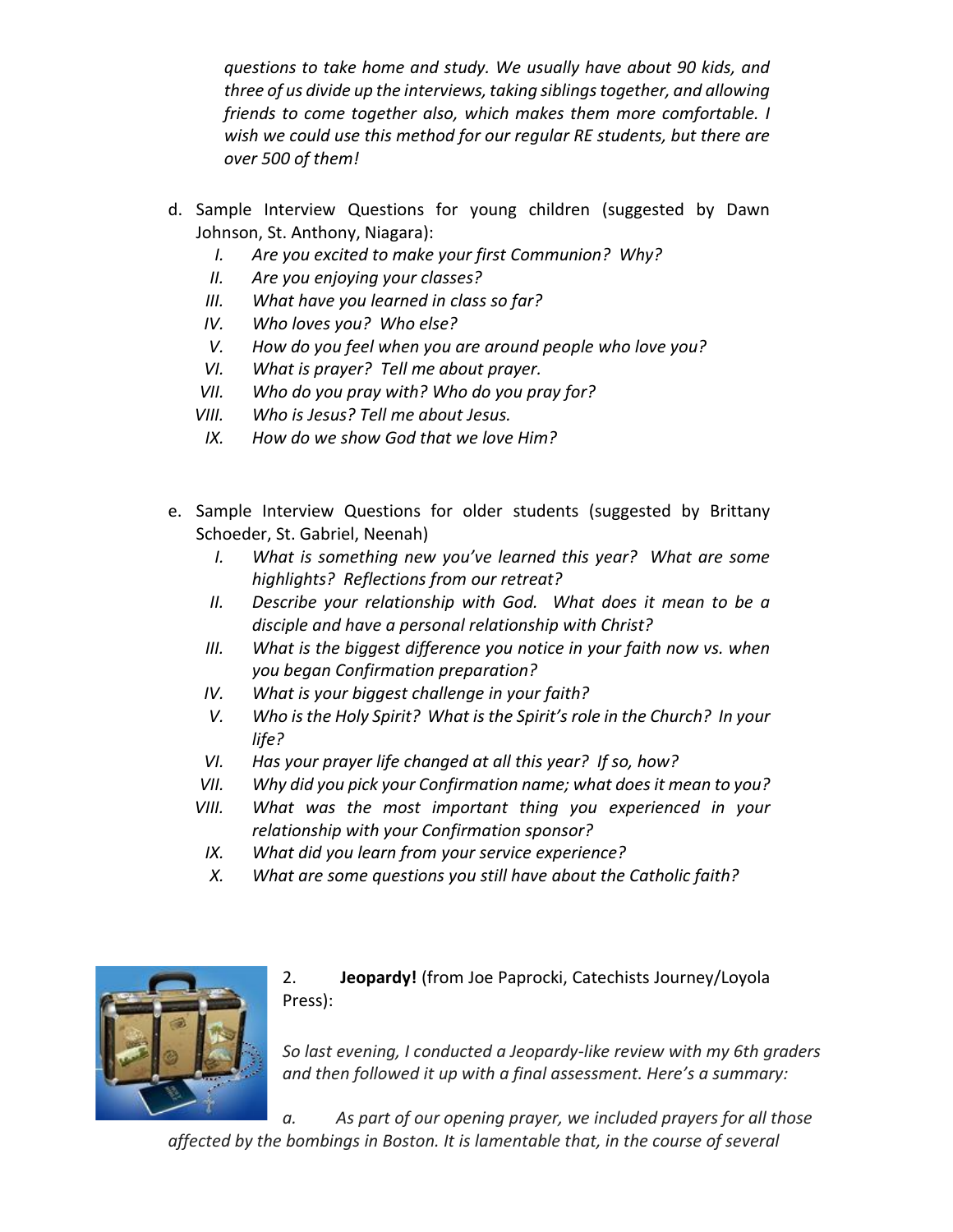*questions to take home and study. We usually have about 90 kids, and three of us divide up the interviews, taking siblings together, and allowing friends to come together also, which makes them more comfortable. I wish we could use this method for our regular RE students, but there are over 500 of them!*

d. Sample Interview Questions for young children (suggested by Dawn Johnson, St. Anthony, Niagara):

   I. *Are you excited to make your first Communion? Why?*
   II. *Are you enjoying your classes?*
   III. *What have you learned in class so far?*
   IV. *Who loves you? Who else?*
   V. *How do you feel when you are around people who love you?*
   VI. *What is prayer? Tell me about prayer.*
   VII. *Who do you pray with? Who do you pray for?*
   VIII. *Who is Jesus? Tell me about Jesus.*
   IX. *How do we show God that we love Him?*

e. Sample Interview Questions for older students (suggested by Brittany Schoeder, St. Gabriel, Neenah)

   I. *What is something new you've learned this year? What are some highlights? Reflections from our retreat?*
   II. *Describe your relationship with God. What does it mean to be a disciple and have a personal relationship with Christ?*
   III. *What is the biggest difference you notice in your faith now vs. when you began Confirmation preparation?*
   IV. *What is your biggest challenge in your faith?*
   V. *Who is the Holy Spirit? What is the Spirit's role in the Church? In your life?*
   VI. *Has your prayer life changed at all this year? If so, how?*
   VII. *Why did you pick your Confirmation name; what does it mean to you?*
   VIII. *What was the most important thing you experienced in your relationship with your Confirmation sponsor?*
   IX. *What did you learn from your service experience?*
   X. *What are some questions you still have about the Catholic faith?*

2. **Jeopardy!** (from Joe Paprocki, Catechists Journey/Loyola Press):

*So last evening, I conducted a Jeopardy-like review with my 6th graders and then followed it up with a final assessment. Here's a summary:*

*a. As part of our opening prayer, we included prayers for all those affected by the bombings in Boston. It is lamentable that, in the course of several*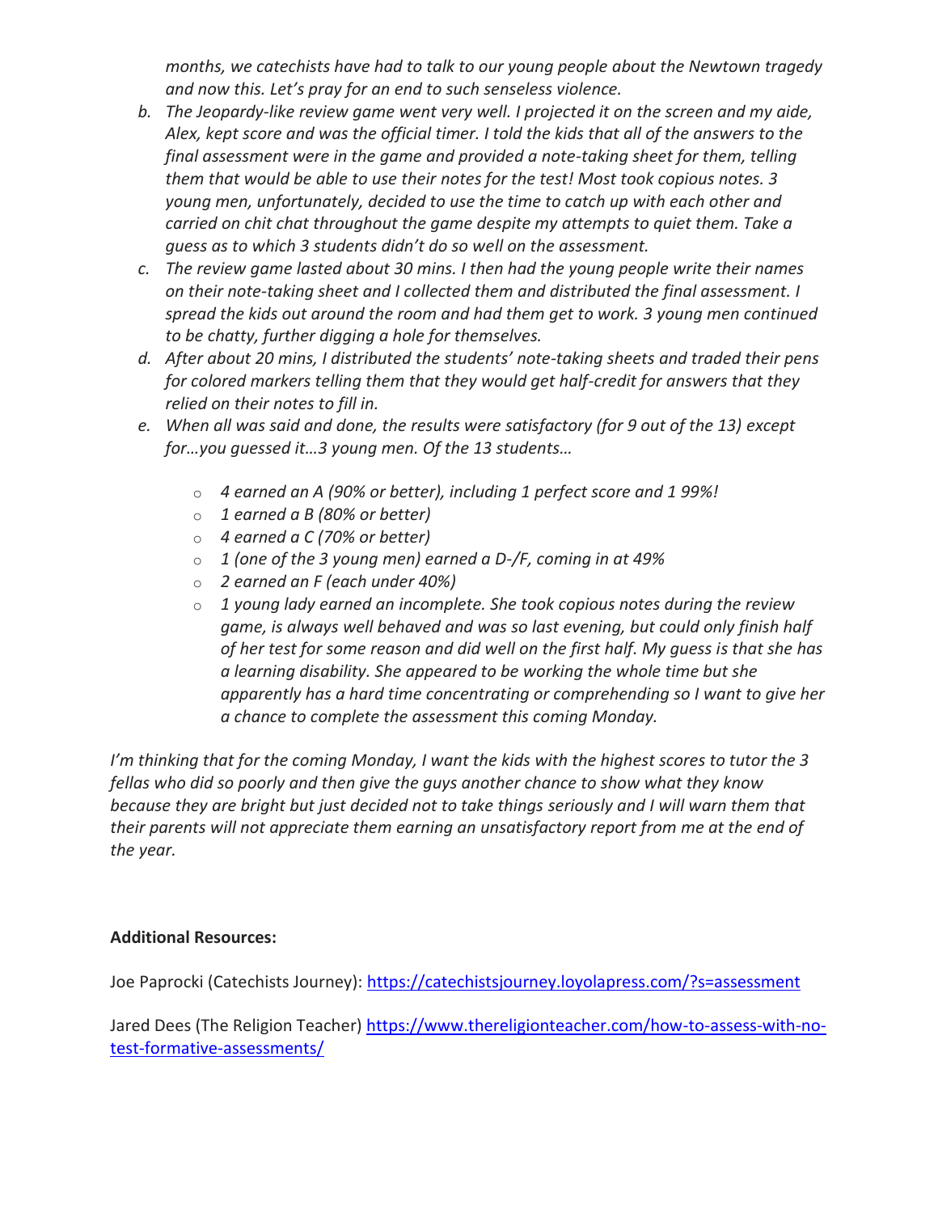*months, we catechists have had to talk to our young people about the Newtown tragedy and now this. Let's pray for an end to such senseless violence.*

b. *The Jeopardy-like review game went very well. I projected it on the screen and my aide, Alex, kept score and was the official timer. I told the kids that all of the answers to the final assessment were in the game and provided a note-taking sheet for them, telling them that would be able to use their notes for the test! Most took copious notes. 3 young men, unfortunately, decided to use the time to catch up with each other and carried on chit chat throughout the game despite my attempts to quiet them. Take a guess as to which 3 students didn't do so well on the assessment.*
c. *The review game lasted about 30 mins. I then had the young people write their names on their note-taking sheet and I collected them and distributed the final assessment. I spread the kids out around the room and had them get to work. 3 young men continued to be chatty, further digging a hole for themselves.*
d. *After about 20 mins, I distributed the students' note-taking sheets and traded their pens for colored markers telling them that they would get half-credit for answers that they relied on their notes to fill in.*
e. *When all was said and done, the results were satisfactory (for 9 out of the 13) except for…you guessed it…3 young men. Of the 13 students…*
    - *4 earned an A (90% or better), including 1 perfect score and 1 99%!*
    - *1 earned a B (80% or better)*
    - *4 earned a C (70% or better)*
    - *1 (one of the 3 young men) earned a D-/F, coming in at 49%*
    - *2 earned an F (each under 40%)*
    - *1 young lady earned an incomplete. She took copious notes during the review game, is always well behaved and was so last evening, but could only finish half of her test for some reason and did well on the first half. My guess is that she has a learning disability. She appeared to be working the whole time but she apparently has a hard time concentrating or comprehending so I want to give her a chance to complete the assessment this coming Monday.*

*I'm thinking that for the coming Monday, I want the kids with the highest scores to tutor the 3 fellas who did so poorly and then give the guys another chance to show what they know because they are bright but just decided not to take things seriously and I will warn them that their parents will not appreciate them earning an unsatisfactory report from me at the end of the year.*

**Additional Resources:**

Joe Paprocki (Catechists Journey): https://catechistsjourney.loyolapress.com/?s=assessment

Jared Dees (The Religion Teacher) https://www.thereligionteacher.com/how-to-assess-with-no-test-formative-assessments/